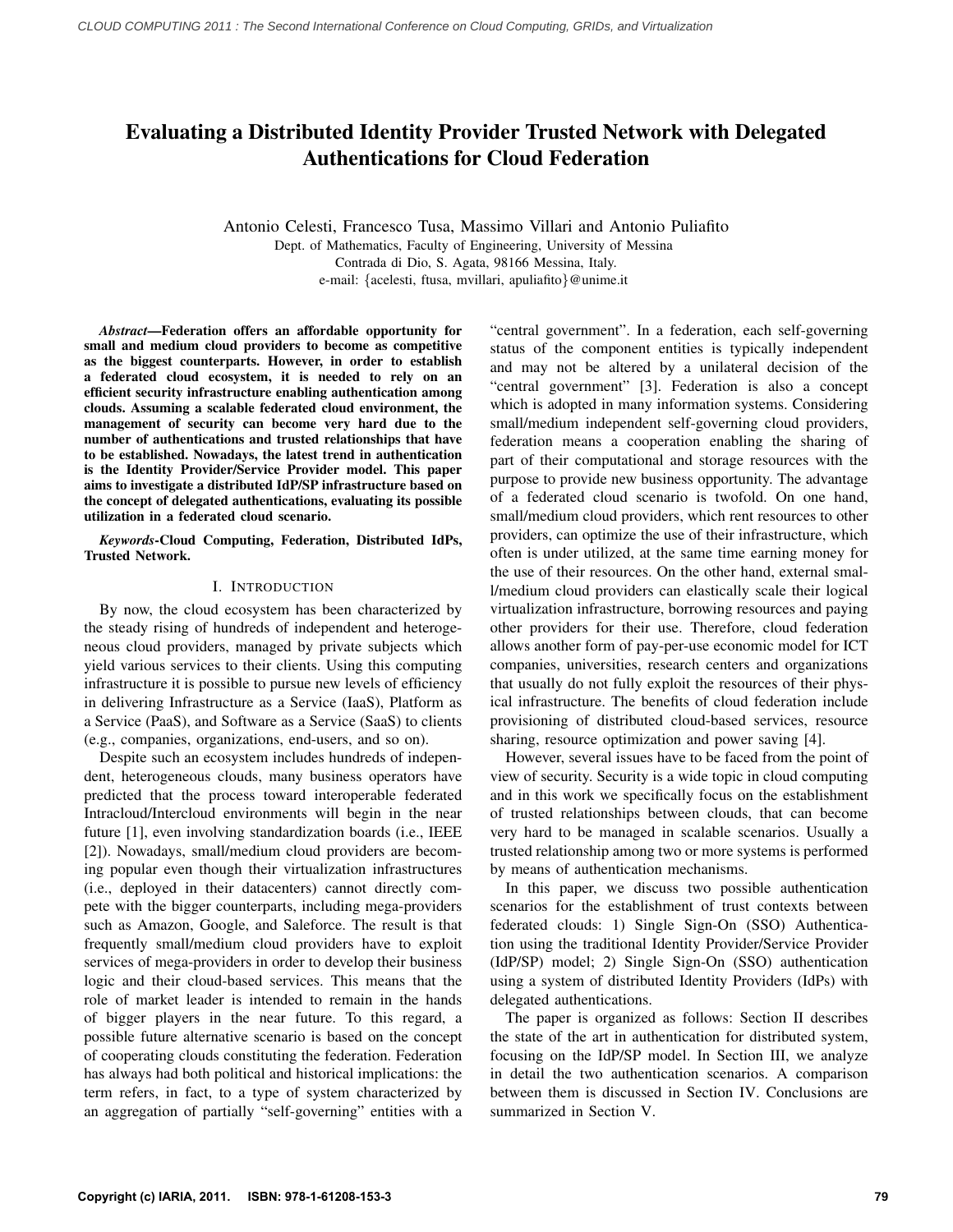# Evaluating a Distributed Identity Provider Trusted Network with Delegated Authentications for Cloud Federation

Antonio Celesti, Francesco Tusa, Massimo Villari and Antonio Puliafito

Dept. of Mathematics, Faculty of Engineering, University of Messina
Contrada di Dio, S. Agata, 98166 Messina, Italy.
e-mail: {acelesti, ftusa, mvillari, apuliafito}@unime.it

***Abstract*—Federation offers an affordable opportunity for small and medium cloud providers to become as competitive as the biggest counterparts. However, in order to establish a federated cloud ecosystem, it is needed to rely on an efficient security infrastructure enabling authentication among clouds. Assuming a scalable federated cloud environment, the management of security can become very hard due to the number of authentications and trusted relationships that have to be established. Nowadays, the latest trend in authentication is the Identity Provider/Service Provider model. This paper aims to investigate a distributed IdP/SP infrastructure based on the concept of delegated authentications, evaluating its possible utilization in a federated cloud scenario.**

***Keywords*-Cloud Computing, Federation, Distributed IdPs, Trusted Network.**

## I. Introduction

By now, the cloud ecosystem has been characterized by the steady rising of hundreds of independent and heterogeneous cloud providers, managed by private subjects which yield various services to their clients. Using this computing infrastructure it is possible to pursue new levels of efficiency in delivering Infrastructure as a Service (IaaS), Platform as a Service (PaaS), and Software as a Service (SaaS) to clients (e.g., companies, organizations, end-users, and so on).

Despite such an ecosystem includes hundreds of independent, heterogeneous clouds, many business operators have predicted that the process toward interoperable federated Intracloud/Intercloud environments will begin in the near future [1], even involving standardization boards (i.e., IEEE [2]). Nowadays, small/medium cloud providers are becoming popular even though their virtualization infrastructures (i.e., deployed in their datacenters) cannot directly compete with the bigger counterparts, including mega-providers such as Amazon, Google, and Saleforce. The result is that frequently small/medium cloud providers have to exploit services of mega-providers in order to develop their business logic and their cloud-based services. This means that the role of market leader is intended to remain in the hands of bigger players in the near future. To this regard, a possible future alternative scenario is based on the concept of cooperating clouds constituting the federation. Federation has always had both political and historical implications: the term refers, in fact, to a type of system characterized by an aggregation of partially "self-governing" entities with a "central government". In a federation, each self-governing status of the component entities is typically independent and may not be altered by a unilateral decision of the "central government" [3]. Federation is also a concept which is adopted in many information systems. Considering small/medium independent self-governing cloud providers, federation means a cooperation enabling the sharing of part of their computational and storage resources with the purpose to provide new business opportunity. The advantage of a federated cloud scenario is twofold. On one hand, small/medium cloud providers, which rent resources to other providers, can optimize the use of their infrastructure, which often is under utilized, at the same time earning money for the use of their resources. On the other hand, external small/medium cloud providers can elastically scale their logical virtualization infrastructure, borrowing resources and paying other providers for their use. Therefore, cloud federation allows another form of pay-per-use economic model for ICT companies, universities, research centers and organizations that usually do not fully exploit the resources of their physical infrastructure. The benefits of cloud federation include provisioning of distributed cloud-based services, resource sharing, resource optimization and power saving [4].

However, several issues have to be faced from the point of view of security. Security is a wide topic in cloud computing and in this work we specifically focus on the establishment of trusted relationships between clouds, that can become very hard to be managed in scalable scenarios. Usually a trusted relationship among two or more systems is performed by means of authentication mechanisms.

In this paper, we discuss two possible authentication scenarios for the establishment of trust contexts between federated clouds: 1) Single Sign-On (SSO) Authentication using the traditional Identity Provider/Service Provider (IdP/SP) model; 2) Single Sign-On (SSO) authentication using a system of distributed Identity Providers (IdPs) with delegated authentications.

The paper is organized as follows: Section II describes the state of the art in authentication for distributed system, focusing on the IdP/SP model. In Section III, we analyze in detail the two authentication scenarios. A comparison between them is discussed in Section IV. Conclusions are summarized in Section V.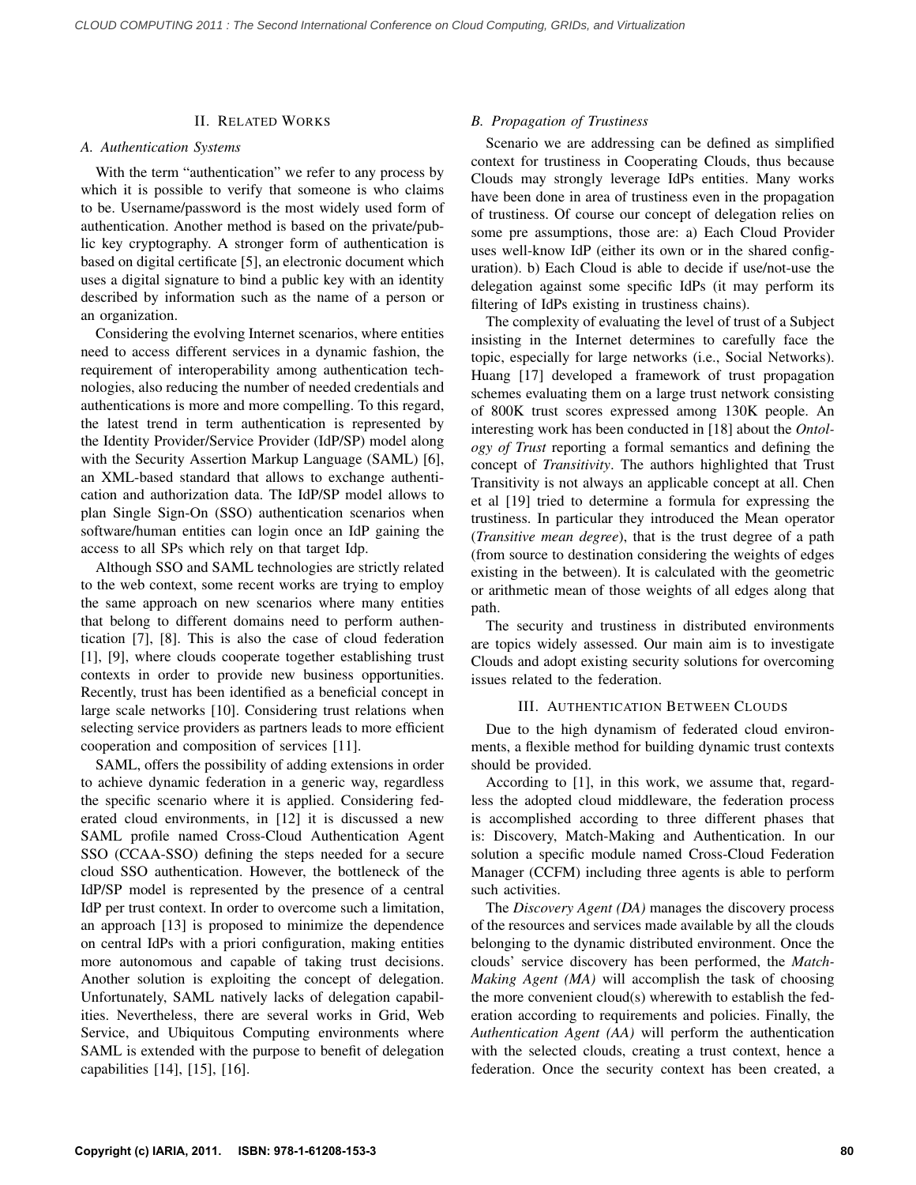## II. Related Works

### A. Authentication Systems

With the term “authentication” we refer to any process by which it is possible to verify that someone is who claims to be. Username/password is the most widely used form of authentication. Another method is based on the private/public key cryptography. A stronger form of authentication is based on digital certificate [5], an electronic document which uses a digital signature to bind a public key with an identity described by information such as the name of a person or an organization.

Considering the evolving Internet scenarios, where entities need to access different services in a dynamic fashion, the requirement of interoperability among authentication technologies, also reducing the number of needed credentials and authentications is more and more compelling. To this regard, the latest trend in term authentication is represented by the Identity Provider/Service Provider (IdP/SP) model along with the Security Assertion Markup Language (SAML) [6], an XML-based standard that allows to exchange authentication and authorization data. The IdP/SP model allows to plan Single Sign-On (SSO) authentication scenarios when software/human entities can login once an IdP gaining the access to all SPs which rely on that target Idp.

Although SSO and SAML technologies are strictly related to the web context, some recent works are trying to employ the same approach on new scenarios where many entities that belong to different domains need to perform authentication [7], [8]. This is also the case of cloud federation [1], [9], where clouds cooperate together establishing trust contexts in order to provide new business opportunities. Recently, trust has been identified as a beneficial concept in large scale networks [10]. Considering trust relations when selecting service providers as partners leads to more efficient cooperation and composition of services [11].

SAML, offers the possibility of adding extensions in order to achieve dynamic federation in a generic way, regardless the specific scenario where it is applied. Considering federated cloud environments, in [12] it is discussed a new SAML profile named Cross-Cloud Authentication Agent SSO (CCAA-SSO) defining the steps needed for a secure cloud SSO authentication. However, the bottleneck of the IdP/SP model is represented by the presence of a central IdP per trust context. In order to overcome such a limitation, an approach [13] is proposed to minimize the dependence on central IdPs with a priori configuration, making entities more autonomous and capable of taking trust decisions. Another solution is exploiting the concept of delegation. Unfortunately, SAML natively lacks of delegation capabilities. Nevertheless, there are several works in Grid, Web Service, and Ubiquitous Computing environments where SAML is extended with the purpose to benefit of delegation capabilities [14], [15], [16].

### B. Propagation of Trustiness

Scenario we are addressing can be defined as simplified context for trustiness in Cooperating Clouds, thus because Clouds may strongly leverage IdPs entities. Many works have been done in area of trustiness even in the propagation of trustiness. Of course our concept of delegation relies on some pre assumptions, those are: a) Each Cloud Provider uses well-know IdP (either its own or in the shared configuration). b) Each Cloud is able to decide if use/not-use the delegation against some specific IdPs (it may perform its filtering of IdPs existing in trustiness chains).

The complexity of evaluating the level of trust of a Subject insisting in the Internet determines to carefully face the topic, especially for large networks (i.e., Social Networks). Huang [17] developed a framework of trust propagation schemes evaluating them on a large trust network consisting of 800K trust scores expressed among 130K people. An interesting work has been conducted in [18] about the *Ontology of Trust* reporting a formal semantics and defining the concept of *Transitivity*. The authors highlighted that Trust Transitivity is not always an applicable concept at all. Chen et al [19] tried to determine a formula for expressing the trustiness. In particular they introduced the Mean operator (*Transitive mean degree*), that is the trust degree of a path (from source to destination considering the weights of edges existing in the between). It is calculated with the geometric or arithmetic mean of those weights of all edges along that path.

The security and trustiness in distributed environments are topics widely assessed. Our main aim is to investigate Clouds and adopt existing security solutions for overcoming issues related to the federation.

## III. Authentication Between Clouds

Due to the high dynamism of federated cloud environments, a flexible method for building dynamic trust contexts should be provided.

According to [1], in this work, we assume that, regardless the adopted cloud middleware, the federation process is accomplished according to three different phases that is: Discovery, Match-Making and Authentication. In our solution a specific module named Cross-Cloud Federation Manager (CCFM) including three agents is able to perform such activities.

The *Discovery Agent (DA)* manages the discovery process of the resources and services made available by all the clouds belonging to the dynamic distributed environment. Once the clouds' service discovery has been performed, the *Match-Making Agent (MA)* will accomplish the task of choosing the more convenient cloud(s) wherewith to establish the federation according to requirements and policies. Finally, the *Authentication Agent (AA)* will perform the authentication with the selected clouds, creating a trust context, hence a federation. Once the security context has been created, a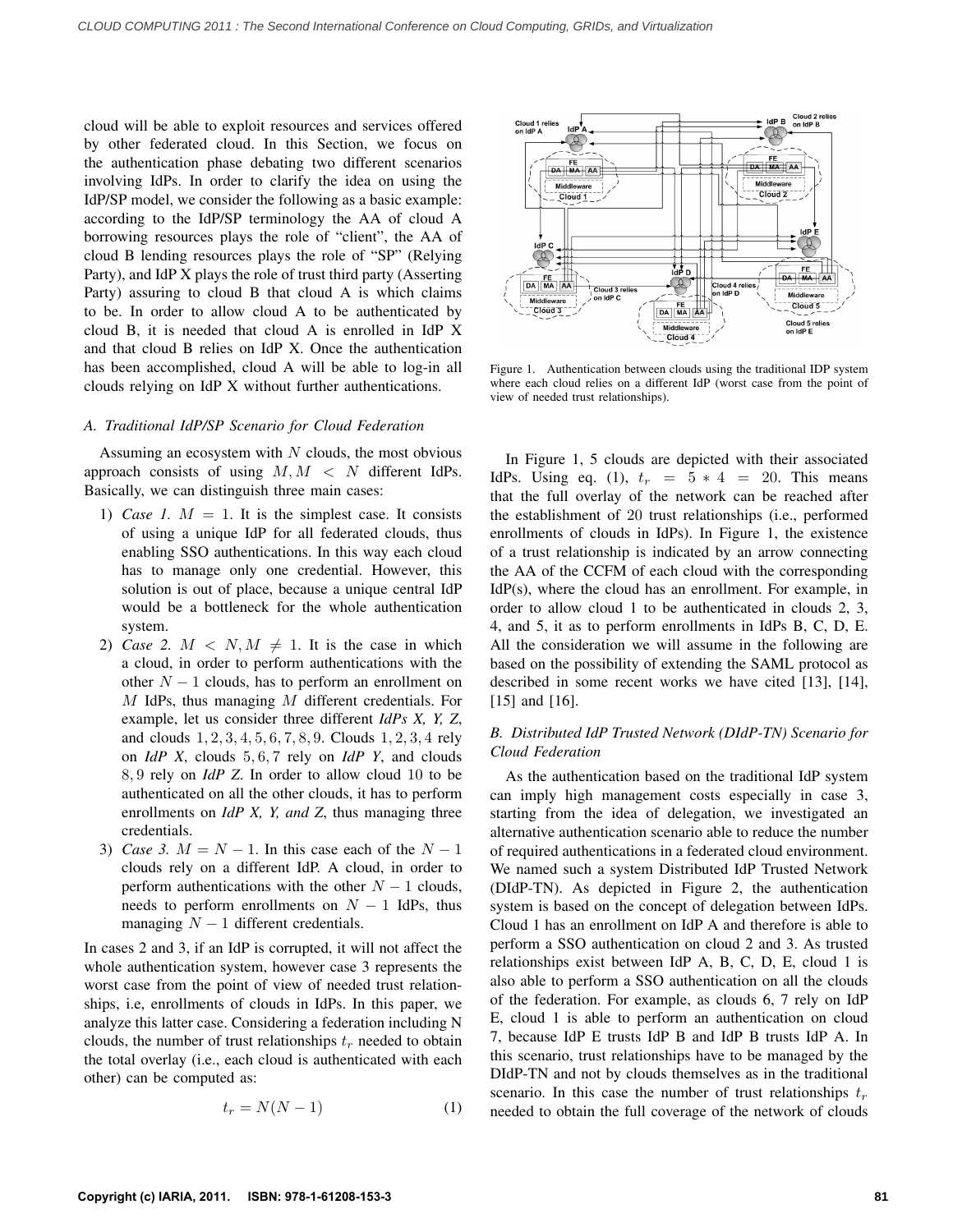cloud will be able to exploit resources and services offered by other federated cloud. In this Section, we focus on the authentication phase debating two different scenarios involving IdPs. In order to clarify the idea on using the IdP/SP model, we consider the following as a basic example: according to the IdP/SP terminology the AA of cloud A borrowing resources plays the role of "client", the AA of cloud B lending resources plays the role of "SP" (Relying Party), and IdP X plays the role of trust third party (Asserting Party) assuring to cloud B that cloud A is which claims to be. In order to allow cloud A to be authenticated by cloud B, it is needed that cloud A is enrolled in IdP X and that cloud B relies on IdP X. Once the authentication has been accomplished, cloud A will be able to log-in all clouds relying on IdP X without further authentications.

### A. Traditional IdP/SP Scenario for Cloud Federation

Assuming an ecosystem with $N$ clouds, the most obvious approach consists of using $M, M < N$ different IdPs. Basically, we can distinguish three main cases:

1) *Case 1.* $M = 1$. It is the simplest case. It consists of using a unique IdP for all federated clouds, thus enabling SSO authentications. In this way each cloud has to manage only one credential. However, this solution is out of place, because a unique central IdP would be a bottleneck for the whole authentication system.
2) *Case 2.* $M < N, M \neq 1$. It is the case in which a cloud, in order to perform authentications with the other $N-1$ clouds, has to perform an enrollment on $M$ IdPs, thus managing $M$ different credentials. For example, let us consider three different ***IdPs X, Y, Z***, and clouds $1, 2, 3, 4, 5, 6, 7, 8, 9$. Clouds $1, 2, 3, 4$ rely on ***IdP X***, clouds $5, 6, 7$ rely on ***IdP Y***, and clouds $8, 9$ rely on ***IdP Z***. In order to allow cloud $10$ to be authenticated on all the other clouds, it has to perform enrollments on ***IdP X, Y, and Z***, thus managing three credentials.
3) *Case 3.* $M = N-1$. In this case each of the $N-1$ clouds rely on a different IdP. A cloud, in order to perform authentications with the other $N-1$ clouds, needs to perform enrollments on $N-1$ IdPs, thus managing $N-1$ different credentials.

In cases 2 and 3, if an IdP is corrupted, it will not affect the whole authentication system, however case 3 represents the worst case from the point of view of needed trust relationships, i.e, enrollments of clouds in IdPs. In this paper, we analyze this latter case. Considering a federation including N clouds, the number of trust relationships $t_r$ needed to obtain the total overlay (i.e., each cloud is authenticated with each other) can be computed as:

$$t_r = N(N-1) \tag{1}$$

Figure 1. Authentication between clouds using the traditional IDP system where each cloud relies on a different IdP (worst case from the point of view of needed trust relationships).

In Figure 1, 5 clouds are depicted with their associated IdPs. Using eq. (1), $t_r = 5 * 4 = 20$. This means that the full overlay of the network can be reached after the establishment of 20 trust relationships (i.e., performed enrollments of clouds in IdPs). In Figure 1, the existence of a trust relationship is indicated by an arrow connecting the AA of the CCFM of each cloud with the corresponding IdP(s), where the cloud has an enrollment. For example, in order to allow cloud 1 to be authenticated in clouds 2, 3, 4, and 5, it as to perform enrollments in IdPs B, C, D, E. All the consideration we will assume in the following are based on the possibility of extending the SAML protocol as described in some recent works we have cited [13], [14], [15] and [16].

### B. Distributed IdP Trusted Network (DIdP-TN) Scenario for Cloud Federation

As the authentication based on the traditional IdP system can imply high management costs especially in case 3, starting from the idea of delegation, we investigated an alternative authentication scenario able to reduce the number of required authentications in a federated cloud environment. We named such a system Distributed IdP Trusted Network (DIdP-TN). As depicted in Figure 2, the authentication system is based on the concept of delegation between IdPs. Cloud 1 has an enrollment on IdP A and therefore is able to perform a SSO authentication on cloud 2 and 3. As trusted relationships exist between IdP A, B, C, D, E, cloud 1 is also able to perform a SSO authentication on all the clouds of the federation. For example, as clouds 6, 7 rely on IdP E, cloud 1 is able to perform an authentication on cloud 7, because IdP E trusts IdP B and IdP B trusts IdP A. In this scenario, trust relationships have to be managed by the DIdP-TN and not by clouds themselves as in the traditional scenario. In this case the number of trust relationships $t_r$ needed to obtain the full coverage of the network of clouds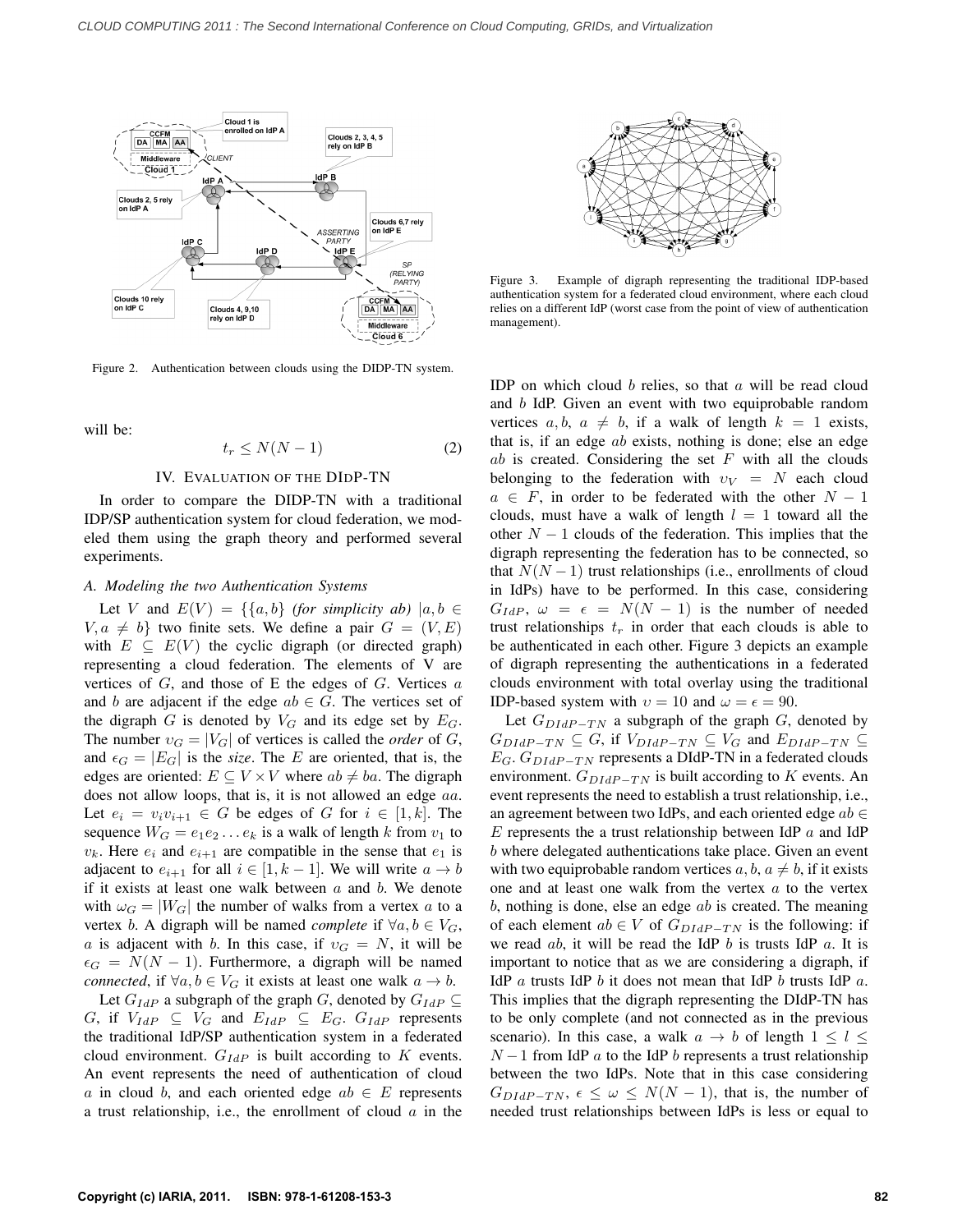Figure 2. Authentication between clouds using the DIDP-TN system.

will be:

$$t_r \leq N(N-1) \tag{2}$$

## IV. Evaluation of the DIdP-TN

In order to compare the DIDP-TN with a traditional IDP/SP authentication system for cloud federation, we modeled them using the graph theory and performed several experiments.

### A. Modeling the two Authentication Systems

Let $V$ and $E(V) = \{\{a,b\}$ *(for simplicity ab)* $|a,b \in V, a \neq b\}$ two finite sets. We define a pair $G = (V, E)$ with $E \subseteq E(V)$ the cyclic digraph (or directed graph) representing a cloud federation. The elements of V are vertices of $G$, and those of E the edges of $G$. Vertices $a$ and $b$ are adjacent if the edge $ab \in G$. The vertices set of the digraph $G$ is denoted by $V_G$ and its edge set by $E_G$. The number $\upsilon_G = |V_G|$ of vertices is called the *order* of $G$, and $\epsilon_G = |E_G|$ is the *size*. The $E$ are oriented, that is, the edges are oriented: $E \subseteq V \times V$ where $ab \neq ba$. The digraph does not allow loops, that is, it is not allowed an edge $aa$. Let $e_i = v_i v_{i+1} \in G$ be edges of $G$ for $i \in [1,k]$. The sequence $W_G = e_1 e_2 \dots e_k$ is a walk of length $k$ from $v_1$ to $v_k$. Here $e_i$ and $e_{i+1}$ are compatible in the sense that $e_1$ is adjacent to $e_{i+1}$ for all $i \in [1, k-1]$. We will write $a \rightarrow b$ if it exists at least one walk between $a$ and $b$. We denote with $\omega_G = |W_G|$ the number of walks from a vertex $a$ to a vertex $b$. A digraph will be named *complete* if $\forall a, b \in V_G$, $a$ is adjacent with $b$. In this case, if $\upsilon_G = N$, it will be $\epsilon_G = N(N-1)$. Furthermore, a digraph will be named *connected*, if $\forall a, b \in V_G$ it exists at least one walk $a \rightarrow b$.

Let $G_{IdP}$ a subgraph of the graph $G$, denoted by $G_{IdP} \subseteq G$, if $V_{IdP} \subseteq V_G$ and $E_{IdP} \subseteq E_G$. $G_{IdP}$ represents the traditional IdP/SP authentication system in a federated cloud environment. $G_{IdP}$ is built according to $K$ events. An event represents the need of authentication of cloud $a$ in cloud $b$, and each oriented edge $ab \in E$ represents a trust relationship, i.e., the enrollment of cloud $a$ in the IDP on which cloud $b$ relies, so that $a$ will be read cloud and $b$ IdP. Given an event with two equiprobable random vertices $a, b$, $a \neq b$, if a walk of length $k = 1$ exists, that is, if an edge $ab$ exists, nothing is done; else an edge $ab$ is created. Considering the set $F$ with all the clouds belonging to the federation with $\upsilon_V = N$ each cloud $a \in F$, in order to be federated with the other $N-1$ clouds, must have a walk of length $l = 1$ toward all the other $N-1$ clouds of the federation. This implies that the digraph representing the federation has to be connected, so that $N(N-1)$ trust relationships (i.e., enrollments of cloud in IdPs) have to be performed. In this case, considering $G_{IdP}$, $\omega = \epsilon = N(N-1)$ is the number of needed trust relationships $t_r$ in order that each clouds is able to be authenticated in each other. Figure 3 depicts an example of digraph representing the authentications in a federated clouds environment with total overlay using the traditional IDP-based system with $\upsilon = 10$ and $\omega = \epsilon = 90$.

Figure 3. Example of digraph representing the traditional IDP-based authentication system for a federated cloud environment, where each cloud relies on a different IdP (worst case from the point of view of authentication management).

Let $G_{DIdP-TN}$ a subgraph of the graph $G$, denoted by $G_{DIdP-TN} \subseteq G$, if $V_{DIdP-TN} \subseteq V_G$ and $E_{DIdP-TN} \subseteq E_G$. $G_{DIdP-TN}$ represents a DIdP-TN in a federated clouds environment. $G_{DIdP-TN}$ is built according to $K$ events. An event represents the need to establish a trust relationship, i.e., an agreement between two IdPs, and each oriented edge $ab \in E$ represents the a trust relationship between IdP $a$ and IdP $b$ where delegated authentications take place. Given an event with two equiprobable random vertices $a, b$, $a \neq b$, if it exists one and at least one walk from the vertex $a$ to the vertex $b$, nothing is done, else an edge $ab$ is created. The meaning of each element $ab \in V$ of $G_{DIdP-TN}$ is the following: if we read $ab$, it will be read the IdP $b$ is trusts IdP $a$. It is important to notice that as we are considering a digraph, if IdP $a$ trusts IdP $b$ it does not mean that IdP $b$ trusts IdP $a$. This implies that the digraph representing the DIdP-TN has to be only complete (and not connected as in the previous scenario). In this case, a walk $a \rightarrow b$ of length $1 \leq l \leq N-1$ from IdP $a$ to the IdP $b$ represents a trust relationship between the two IdPs. Note that in this case considering $G_{DIdP-TN}$, $\epsilon \leq \omega \leq N(N-1)$, that is, the number of needed trust relationships between IdPs is less or equal to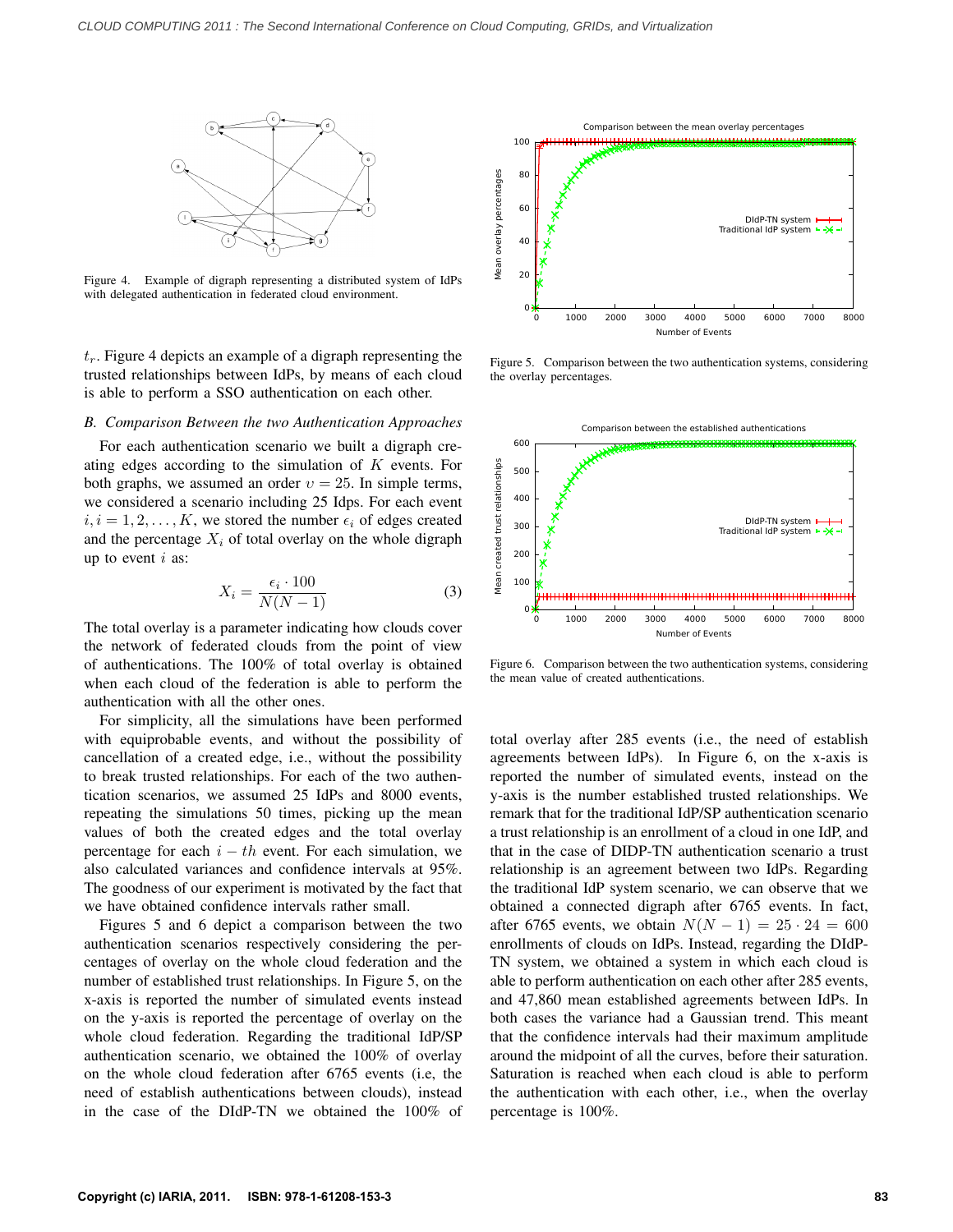Figure 4. Example of digraph representing a distributed system of IdPs with delegated authentication in federated cloud environment.

$t_r$. Figure 4 depicts an example of a digraph representing the trusted relationships between IdPs, by means of each cloud is able to perform a SSO authentication on each other.

### B. Comparison Between the two Authentication Approaches

For each authentication scenario we built a digraph creating edges according to the simulation of $K$ events. For both graphs, we assumed an order $v = 25$. In simple terms, we considered a scenario including 25 Idps. For each event $i, i = 1, 2, \ldots, K$, we stored the number $\epsilon_i$ of edges created and the percentage $X_i$ of total overlay on the whole digraph up to event $i$ as:

$$X_i = \frac{\epsilon_i \cdot 100}{N(N-1)} \quad (3)$$

The total overlay is a parameter indicating how clouds cover the network of federated clouds from the point of view of authentications. The 100% of total overlay is obtained when each cloud of the federation is able to perform the authentication with all the other ones.

For simplicity, all the simulations have been performed with equiprobable events, and without the possibility of cancellation of a created edge, i.e., without the possibility to break trusted relationships. For each of the two authentication scenarios, we assumed 25 IdPs and 8000 events, repeating the simulations 50 times, picking up the mean values of both the created edges and the total overlay percentage for each $i - th$ event. For each simulation, we also calculated variances and confidence intervals at 95%. The goodness of our experiment is motivated by the fact that we have obtained confidence intervals rather small.

Figures 5 and 6 depict a comparison between the two authentication scenarios respectively considering the percentages of overlay on the whole cloud federation and the number of established trust relationships. In Figure 5, on the x-axis is reported the number of simulated events instead on the y-axis is reported the percentage of overlay on the whole cloud federation. Regarding the traditional IdP/SP authentication scenario, we obtained the 100% of overlay on the whole cloud federation after 6765 events (i.e, the need of establish authentications between clouds), instead in the case of the DIdP-TN we obtained the 100% of total overlay after 285 events (i.e., the need of establish agreements between IdPs). In Figure 6, on the x-axis is reported the number of simulated events, instead on the y-axis is the number established trusted relationships. We remark that for the traditional IdP/SP authentication scenario a trust relationship is an enrollment of a cloud in one IdP, and that in the case of DIDP-TN authentication scenario a trust relationship is an agreement between two IdPs. Regarding the traditional IdP system scenario, we can observe that we obtained a connected digraph after 6765 events. In fact, after 6765 events, we obtain $N(N-1) = 25 \cdot 24 = 600$ enrollments of clouds on IdPs. Instead, regarding the DIdP-TN system, we obtained a system in which each cloud is able to perform authentication on each other after 285 events, and 47,860 mean established agreements between IdPs. In both cases the variance had a Gaussian trend. This meant that the confidence intervals had their maximum amplitude around the midpoint of all the curves, before their saturation. Saturation is reached when each cloud is able to perform the authentication with each other, i.e., when the overlay percentage is 100%.

Figure 5. Comparison between the two authentication systems, considering the overlay percentages.

Figure 6. Comparison between the two authentication systems, considering the mean value of created authentications.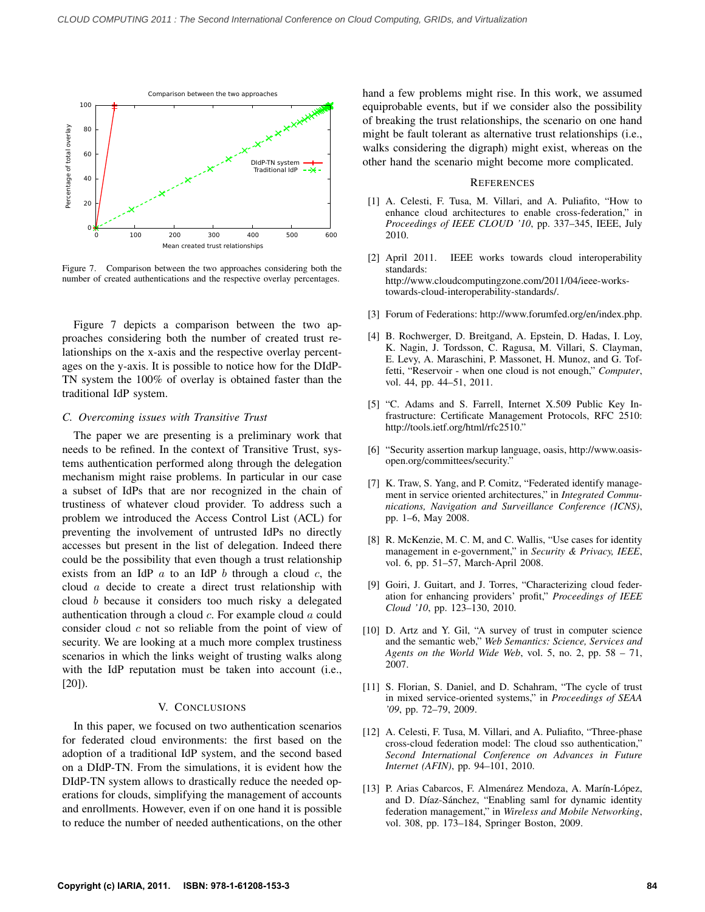Figure 7. Comparison between the two approaches considering both the number of created authentications and the respective overlay percentages.

Figure 7 depicts a comparison between the two approaches considering both the number of created trust relationships on the x-axis and the respective overlay percentages on the y-axis. It is possible to notice how for the DIdP-TN system the 100% of overlay is obtained faster than the traditional IdP system.

### *C. Overcoming issues with Transitive Trust*

The paper we are presenting is a preliminary work that needs to be refined. In the context of Transitive Trust, systems authentication performed along through the delegation mechanism might raise problems. In particular in our case a subset of IdPs that are nor recognized in the chain of trustiness of whatever cloud provider. To address such a problem we introduced the Access Control List (ACL) for preventing the involvement of untrusted IdPs no directly accesses but present in the list of delegation. Indeed there could be the possibility that even though a trust relationship exists from an IdP $a$ to an IdP $b$ through a cloud $c$, the cloud $a$ decide to create a direct trust relationship with cloud $b$ because it considers too much risky a delegated authentication through a cloud $c$. For example cloud $a$ could consider cloud $c$ not so reliable from the point of view of security. We are looking at a much more complex trustiness scenarios in which the links weight of trusting walks along with the IdP reputation must be taken into account (i.e., [20]).

## V. Conclusions

In this paper, we focused on two authentication scenarios for federated cloud environments: the first based on the adoption of a traditional IdP system, and the second based on a DIdP-TN. From the simulations, it is evident how the DIdP-TN system allows to drastically reduce the needed operations for clouds, simplifying the management of accounts and enrollments. However, even if on one hand it is possible to reduce the number of needed authentications, on the other hand a few problems might rise. In this work, we assumed equiprobable events, but if we consider also the possibility of breaking the trust relationships, the scenario on one hand might be fault tolerant as alternative trust relationships (i.e., walks considering the digraph) might exist, whereas on the other hand the scenario might become more complicated.

## References

[1] A. Celesti, F. Tusa, M. Villari, and A. Puliafito, "How to enhance cloud architectures to enable cross-federation," in *Proceedings of IEEE CLOUD '10*, pp. 337–345, IEEE, July 2010.

[2] April 2011. IEEE works towards cloud interoperability standards: http://www.cloudcomputingzone.com/2011/04/ieee-works-towards-cloud-interoperability-standards/.

[3] Forum of Federations: http://www.forumfed.org/en/index.php.

[4] B. Rochwerger, D. Breitgand, A. Epstein, D. Hadas, I. Loy, K. Nagin, J. Tordsson, C. Ragusa, M. Villari, S. Clayman, E. Levy, A. Maraschini, P. Massonet, H. Munoz, and G. Toffetti, "Reservoir - when one cloud is not enough," *Computer*, vol. 44, pp. 44–51, 2011.

[5] "C. Adams and S. Farrell, Internet X.509 Public Key Infrastructure: Certificate Management Protocols, RFC 2510: http://tools.ietf.org/html/rfc2510."

[6] "Security assertion markup language, oasis, http://www.oasis-open.org/committees/security."

[7] K. Traw, S. Yang, and P. Comitz, "Federated identify management in service oriented architectures," in *Integrated Communications, Navigation and Surveillance Conference (ICNS)*, pp. 1–6, May 2008.

[8] R. McKenzie, M. C. M, and C. Wallis, "Use cases for identity management in e-government," in *Security & Privacy, IEEE*, vol. 6, pp. 51–57, March-April 2008.

[9] Goiri, J. Guitart, and J. Torres, "Characterizing cloud federation for enhancing providers' profit," *Proceedings of IEEE Cloud '10*, pp. 123–130, 2010.

[10] D. Artz and Y. Gil, "A survey of trust in computer science and the semantic web," *Web Semantics: Science, Services and Agents on the World Wide Web*, vol. 5, no. 2, pp. 58 – 71, 2007.

[11] S. Florian, S. Daniel, and D. Schahram, "The cycle of trust in mixed service-oriented systems," in *Proceedings of SEAA '09*, pp. 72–79, 2009.

[12] A. Celesti, F. Tusa, M. Villari, and A. Puliafito, "Three-phase cross-cloud federation model: The cloud sso authentication," *Second International Conference on Advances in Future Internet (AFIN)*, pp. 94–101, 2010.

[13] P. Arias Cabarcos, F. Almenárez Mendoza, A. Marín-López, and D. Díaz-Sánchez, "Enabling saml for dynamic identity federation management," in *Wireless and Mobile Networking*, vol. 308, pp. 173–184, Springer Boston, 2009.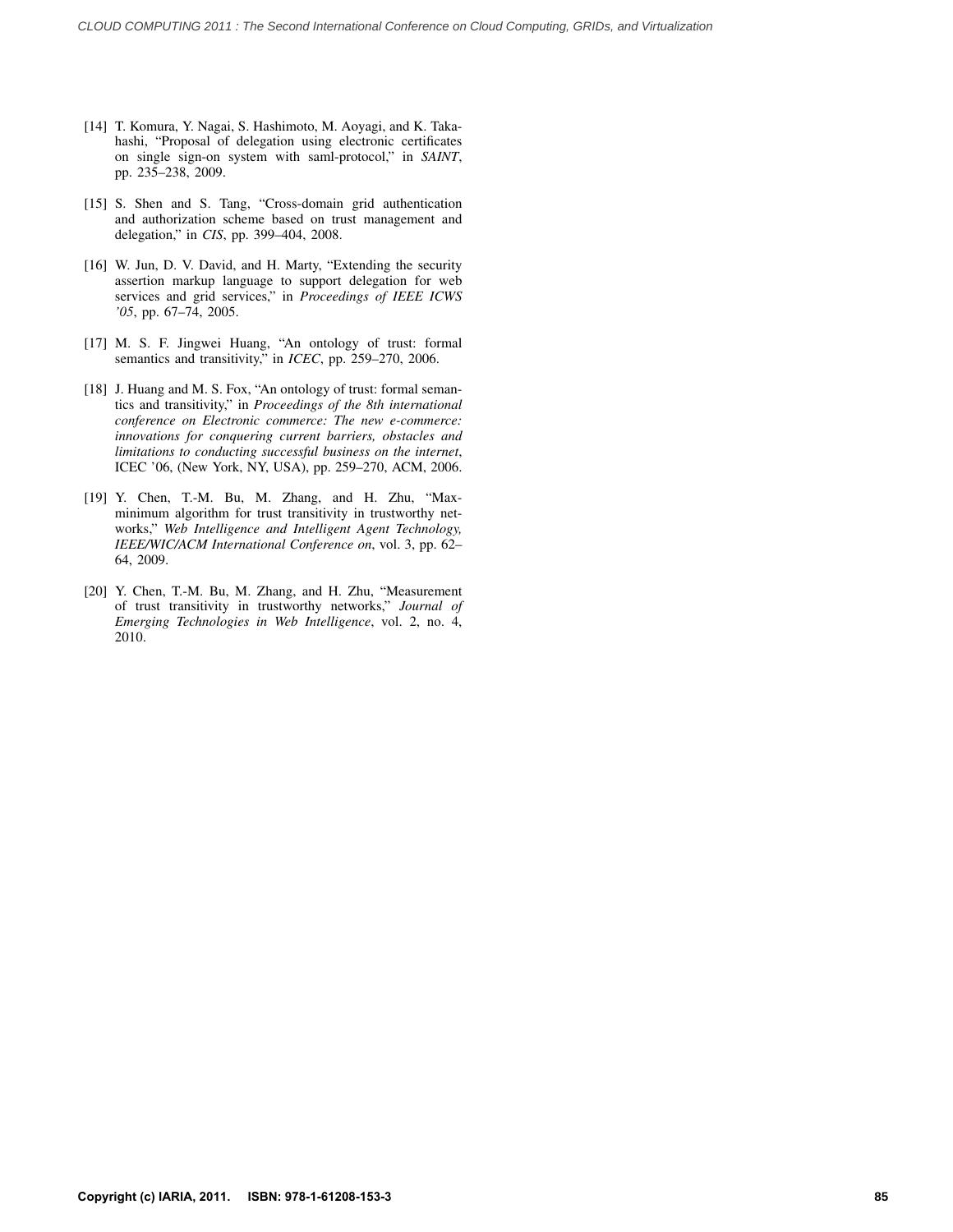[14] T. Komura, Y. Nagai, S. Hashimoto, M. Aoyagi, and K. Takahashi, "Proposal of delegation using electronic certificates on single sign-on system with saml-protocol," in *SAINT*, pp. 235–238, 2009.

[15] S. Shen and S. Tang, "Cross-domain grid authentication and authorization scheme based on trust management and delegation," in *CIS*, pp. 399–404, 2008.

[16] W. Jun, D. V. David, and H. Marty, "Extending the security assertion markup language to support delegation for web services and grid services," in *Proceedings of IEEE ICWS '05*, pp. 67–74, 2005.

[17] M. S. F. Jingwei Huang, "An ontology of trust: formal semantics and transitivity," in *ICEC*, pp. 259–270, 2006.

[18] J. Huang and M. S. Fox, "An ontology of trust: formal semantics and transitivity," in *Proceedings of the 8th international conference on Electronic commerce: The new e-commerce: innovations for conquering current barriers, obstacles and limitations to conducting successful business on the internet*, ICEC '06, (New York, NY, USA), pp. 259–270, ACM, 2006.

[19] Y. Chen, T.-M. Bu, M. Zhang, and H. Zhu, "Max-minimum algorithm for trust transitivity in trustworthy networks," *Web Intelligence and Intelligent Agent Technology, IEEE/WIC/ACM International Conference on*, vol. 3, pp. 62–64, 2009.

[20] Y. Chen, T.-M. Bu, M. Zhang, and H. Zhu, "Measurement of trust transitivity in trustworthy networks," *Journal of Emerging Technologies in Web Intelligence*, vol. 2, no. 4, 2010.